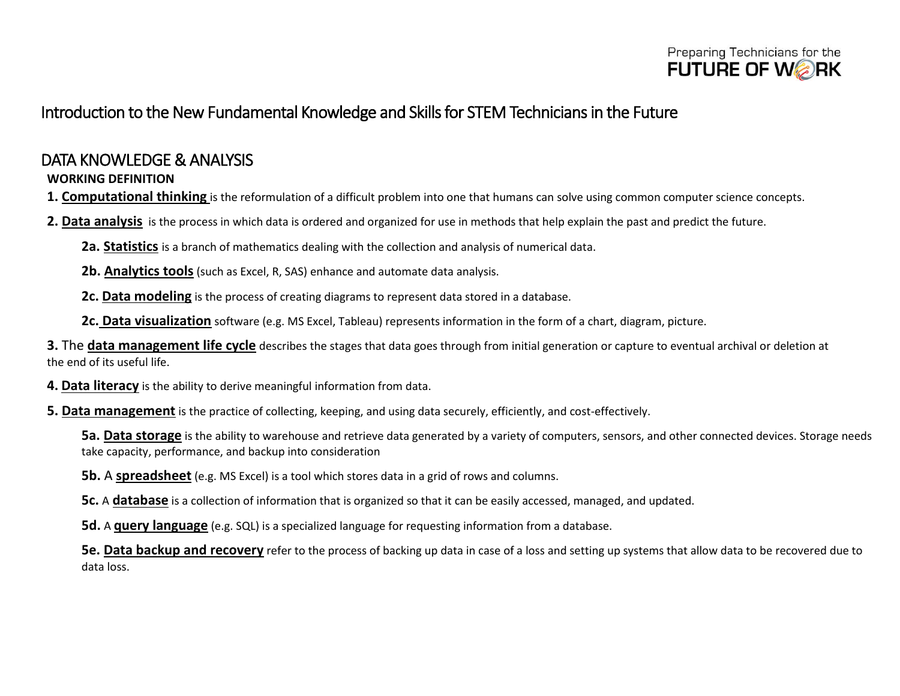# Introduction to the New Fundamental Knowledge and Skills for STEM Technicians in the Future

## DATA KNOWLEDGE & ANALYSIS

**WORKING DEFINITION**

**1. Computational thinking** is the reformulation of a difficult problem into one that humans can solve using common computer science concepts.

**2. Data analysis** is the process in which data is ordered and organized for use in methods that help explain the past and predict the future.

- **2a. Statistics** is a branch of mathematics dealing with the collection and analysis of numerical data.
- **2b. Analytics tools** (such as Excel, R, SAS) enhance and automate data analysis.
- **2c. Data modeling** is the process of creating diagrams to represent data stored in a database.
- **2c. Data visualization** software (e.g. MS Excel, Tableau) represents information in the form of a chart, diagram, picture.

**3.** The **data management life cycle** describes the stages that data goes through from initial generation or capture to eventual archival or deletion at the end of its useful life.

**4. Data literacy** is the ability to derive meaningful information from data.

**5. Data management** is the practice of collecting, keeping, and using data securely, efficiently, and cost-effectively.

- **5a. Data storage** is the ability to warehouse and retrieve data generated by a variety of computers, sensors, and other connected devices. Storage needs take capacity, performance, and backup into consideration
- **5b.** A **spreadsheet** (e.g. MS Excel) is a tool which stores data in a grid of rows and columns.
- **5c.** A **database** is a collection of information that is organized so that it can be easily accessed, managed, and updated.
- **5d.** A **query language** (e.g. SQL) is a specialized language for requesting information from a database.
- **5e. Data backup and recovery** refer to the process of backing up data in case of a loss and setting up systems that allow data to be recovered due to data loss.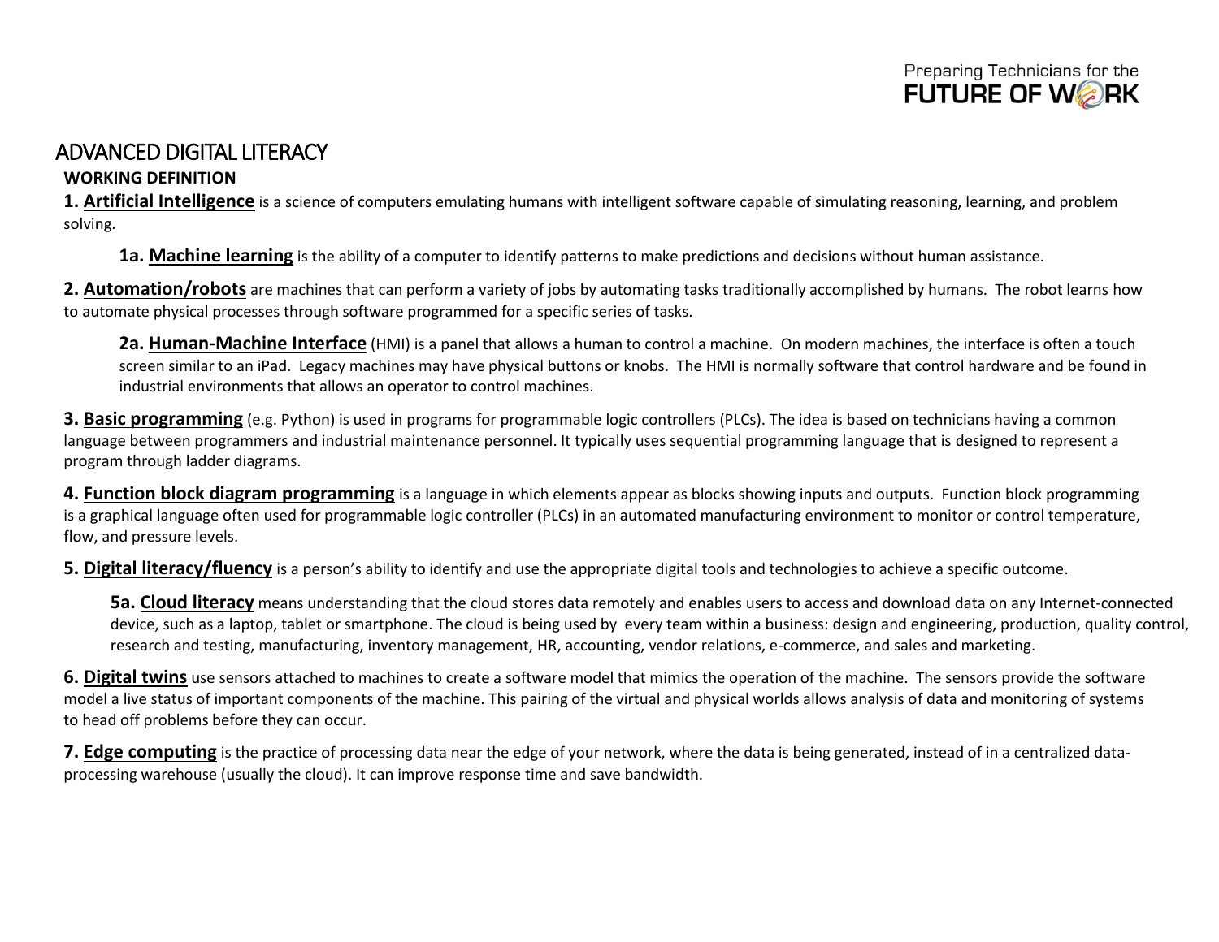# ADVANCED DIGITAL LITERACY

**WORKING DEFINITION**

**1. <u>Artificial Intelligence</u>** is a science of computers emulating humans with intelligent software capable of simulating reasoning, learning, and problem solving.

> **1a. <u>Machine learning</u>** is the ability of a computer to identify patterns to make predictions and decisions without human assistance.

**2. <u>Automation/robots</u>** are machines that can perform a variety of jobs by automating tasks traditionally accomplished by humans. The robot learns how to automate physical processes through software programmed for a specific series of tasks.

> **2a. <u>Human-Machine Interface</u>** (HMI) is a panel that allows a human to control a machine. On modern machines, the interface is often a touch screen similar to an iPad. Legacy machines may have physical buttons or knobs. The HMI is normally software that control hardware and be found in industrial environments that allows an operator to control machines.

**3. <u>Basic programming</u>** (e.g. Python) is used in programs for programmable logic controllers (PLCs). The idea is based on technicians having a common language between programmers and industrial maintenance personnel. It typically uses sequential programming language that is designed to represent a program through ladder diagrams.

**4. <u>Function block diagram programming</u>** is a language in which elements appear as blocks showing inputs and outputs. Function block programming is a graphical language often used for programmable logic controller (PLCs) in an automated manufacturing environment to monitor or control temperature, flow, and pressure levels.

**5. <u>Digital literacy/fluency</u>** is a person's ability to identify and use the appropriate digital tools and technologies to achieve a specific outcome.

> **5a. <u>Cloud literacy</u>** means understanding that the cloud stores data remotely and enables users to access and download data on any Internet-connected device, such as a laptop, tablet or smartphone. The cloud is being used by every team within a business: design and engineering, production, quality control, research and testing, manufacturing, inventory management, HR, accounting, vendor relations, e-commerce, and sales and marketing.

**6. <u>Digital twins</u>** use sensors attached to machines to create a software model that mimics the operation of the machine. The sensors provide the software model a live status of important components of the machine. This pairing of the virtual and physical worlds allows analysis of data and monitoring of systems to head off problems before they can occur.

**7. <u>Edge computing</u>** is the practice of processing data near the edge of your network, where the data is being generated, instead of in a centralized data-processing warehouse (usually the cloud). It can improve response time and save bandwidth.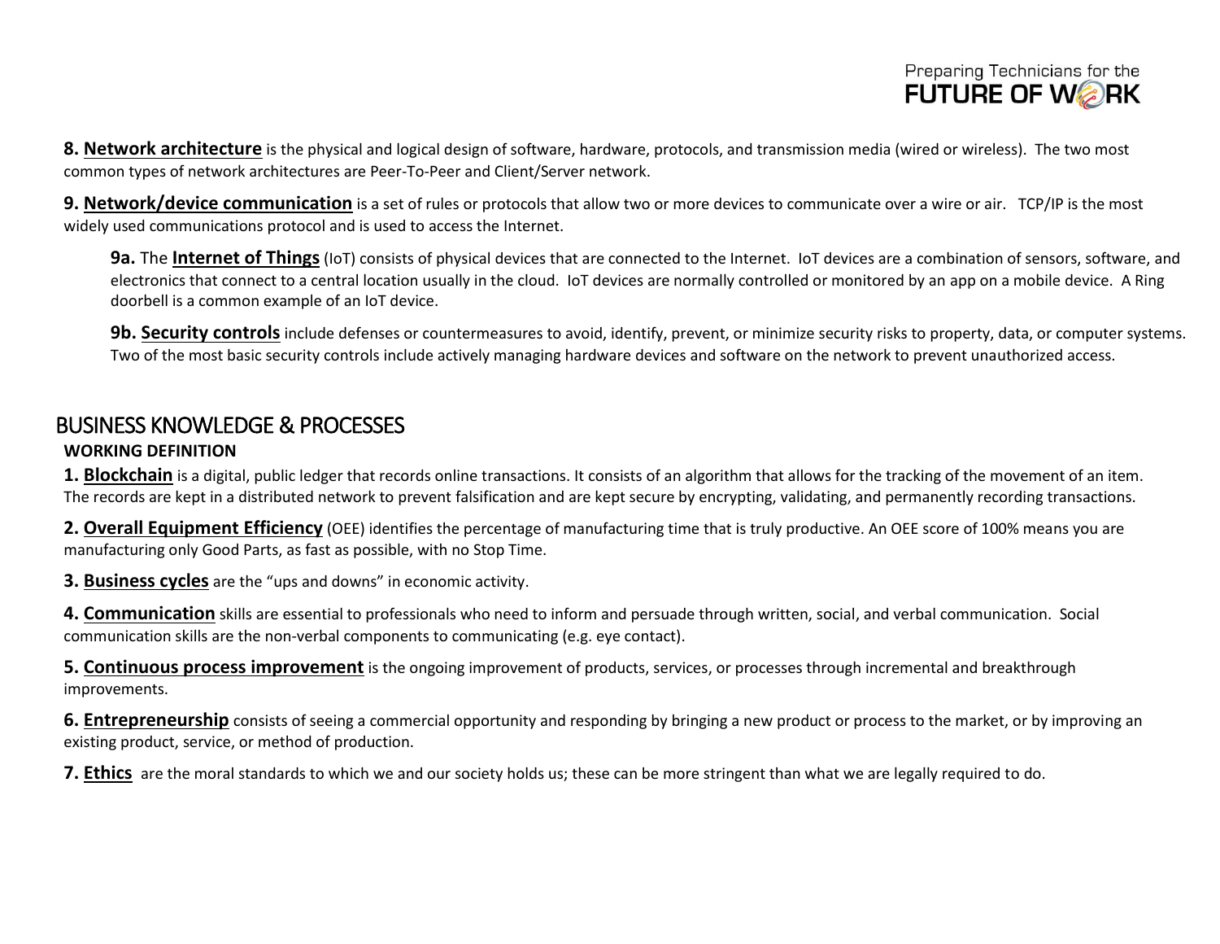**8. Network architecture** is the physical and logical design of software, hardware, protocols, and transmission media (wired or wireless). The two most common types of network architectures are Peer-To-Peer and Client/Server network.

**9. Network/device communication** is a set of rules or protocols that allow two or more devices to communicate over a wire or air. TCP/IP is the most widely used communications protocol and is used to access the Internet.

> **9a.** The **Internet of Things** (IoT) consists of physical devices that are connected to the Internet. IoT devices are a combination of sensors, software, and electronics that connect to a central location usually in the cloud. IoT devices are normally controlled or monitored by an app on a mobile device. A Ring doorbell is a common example of an IoT device.
>
> **9b. Security controls** include defenses or countermeasures to avoid, identify, prevent, or minimize security risks to property, data, or computer systems. Two of the most basic security controls include actively managing hardware devices and software on the network to prevent unauthorized access.

## BUSINESS KNOWLEDGE & PROCESSES

**WORKING DEFINITION**

**1. Blockchain** is a digital, public ledger that records online transactions. It consists of an algorithm that allows for the tracking of the movement of an item. The records are kept in a distributed network to prevent falsification and are kept secure by encrypting, validating, and permanently recording transactions.

**2. Overall Equipment Efficiency** (OEE) identifies the percentage of manufacturing time that is truly productive. An OEE score of 100% means you are manufacturing only Good Parts, as fast as possible, with no Stop Time.

**3. Business cycles** are the "ups and downs" in economic activity.

**4. Communication** skills are essential to professionals who need to inform and persuade through written, social, and verbal communication. Social communication skills are the non-verbal components to communicating (e.g. eye contact).

**5. Continuous process improvement** is the ongoing improvement of products, services, or processes through incremental and breakthrough improvements.

**6. Entrepreneurship** consists of seeing a commercial opportunity and responding by bringing a new product or process to the market, or by improving an existing product, service, or method of production.

**7. Ethics** are the moral standards to which we and our society holds us; these can be more stringent than what we are legally required to do.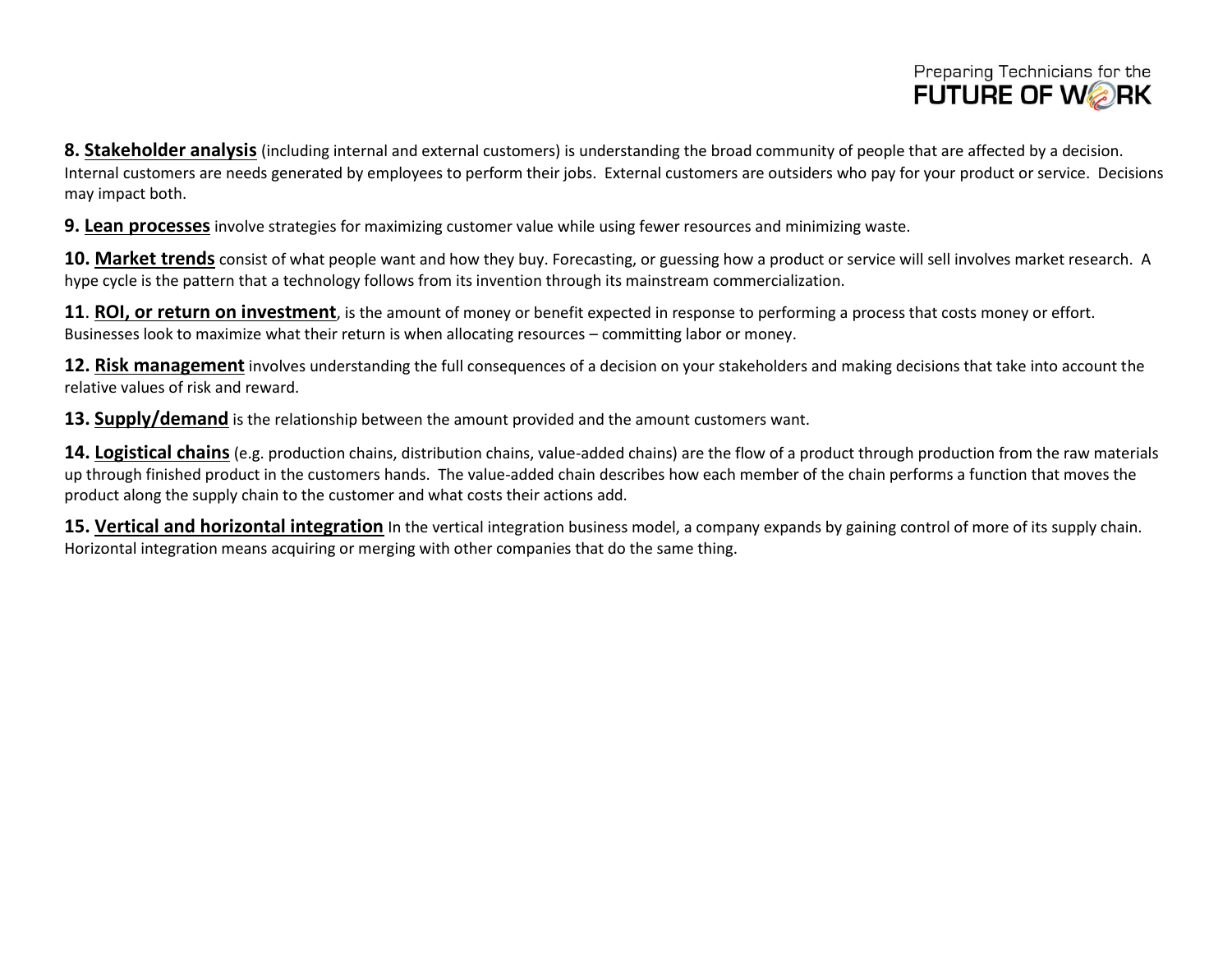**8. <u>Stakeholder analysis</u>** (including internal and external customers) is understanding the broad community of people that are affected by a decision. Internal customers are needs generated by employees to perform their jobs. External customers are outsiders who pay for your product or service. Decisions may impact both.

**9. <u>Lean processes</u>** involve strategies for maximizing customer value while using fewer resources and minimizing waste.

**10. <u>Market trends</u>** consist of what people want and how they buy. Forecasting, or guessing how a product or service will sell involves market research. A hype cycle is the pattern that a technology follows from its invention through its mainstream commercialization.

**11**. **<u>ROI, or return on investment</u>**, is the amount of money or benefit expected in response to performing a process that costs money or effort. Businesses look to maximize what their return is when allocating resources – committing labor or money.

**12. <u>Risk management</u>** involves understanding the full consequences of a decision on your stakeholders and making decisions that take into account the relative values of risk and reward.

**13. <u>Supply/demand</u>** is the relationship between the amount provided and the amount customers want.

**14. <u>Logistical chains</u>** (e.g. production chains, distribution chains, value-added chains) are the flow of a product through production from the raw materials up through finished product in the customers hands. The value-added chain describes how each member of the chain performs a function that moves the product along the supply chain to the customer and what costs their actions add.

**15. <u>Vertical and horizontal integration</u>** In the vertical integration business model, a company expands by gaining control of more of its supply chain. Horizontal integration means acquiring or merging with other companies that do the same thing.